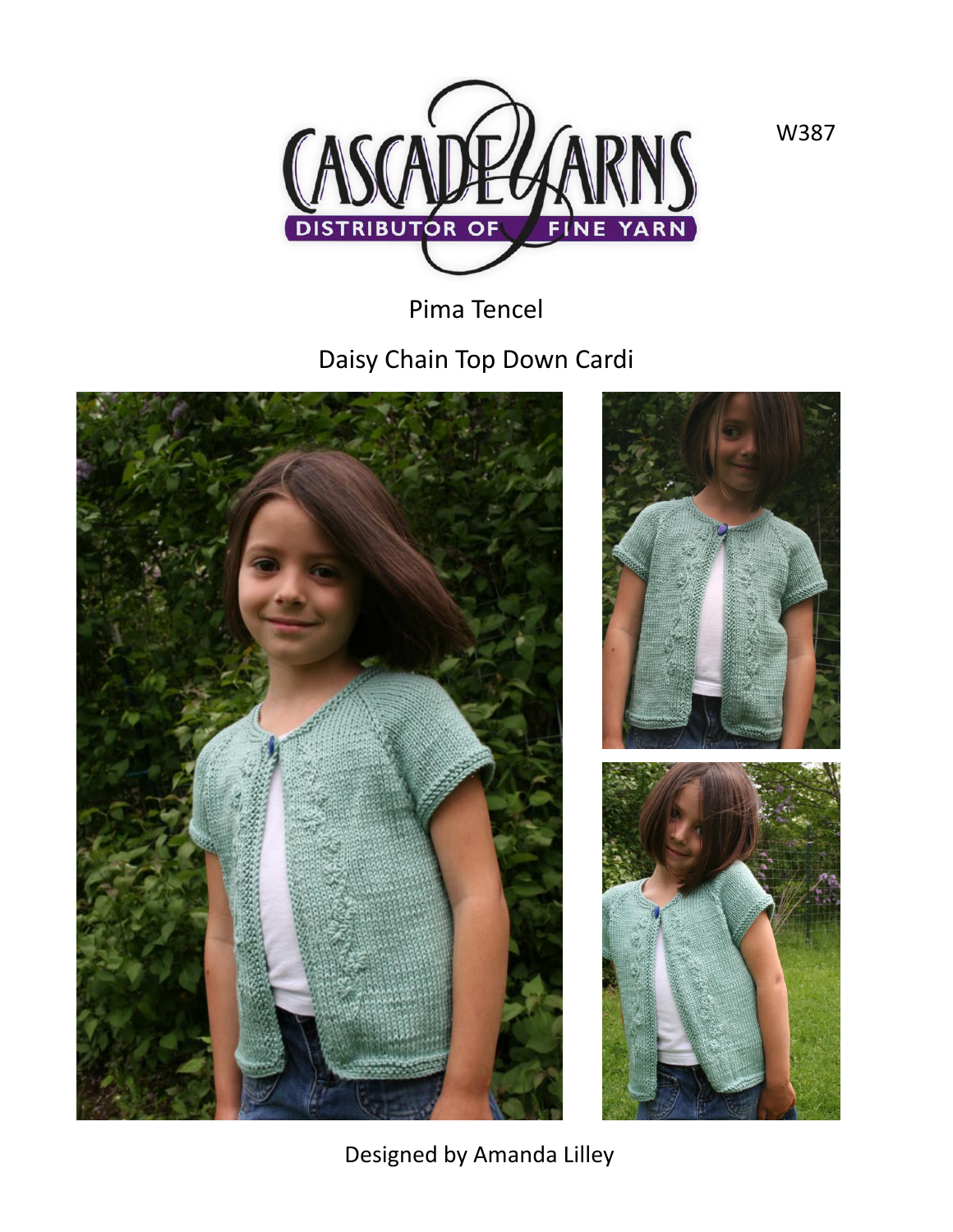W387

Pima Tencel

# Daisy Chain Top Down Cardi

Designed by Amanda Lilley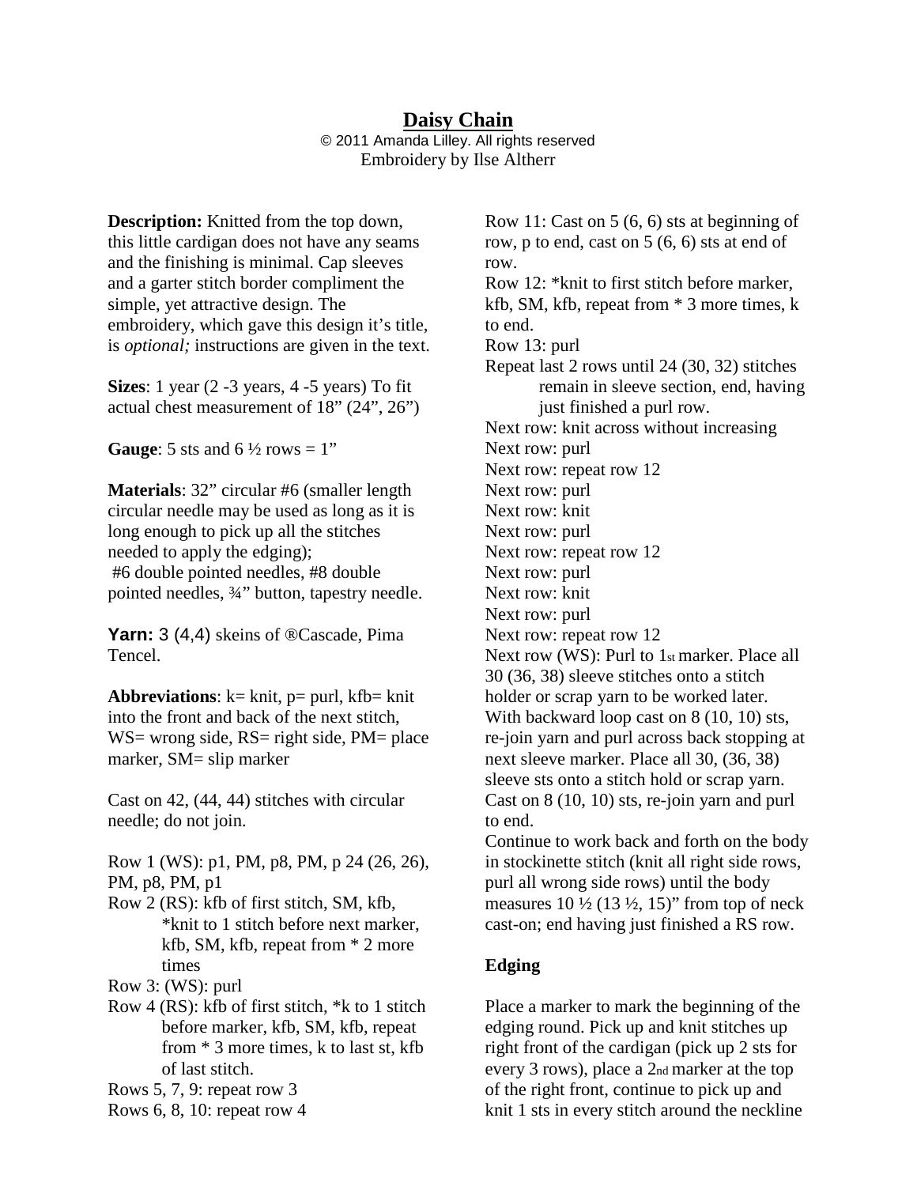# Daisy Chain

© 2011 Amanda Lilley. All rights reserved
Embroidery by Ilse Altherr

**Description:** Knitted from the top down, this little cardigan does not have any seams and the finishing is minimal. Cap sleeves and a garter stitch border compliment the simple, yet attractive design. The embroidery, which gave this design it's title, is *optional;* instructions are given in the text.

**Sizes**: 1 year (2 -3 years, 4 -5 years) To fit actual chest measurement of 18" (24", 26")

**Gauge**: 5 sts and 6 ½ rows = 1"

**Materials**: 32" circular #6 (smaller length circular needle may be used as long as it is long enough to pick up all the stitches needed to apply the edging);
#6 double pointed needles, #8 double pointed needles, ¾" button, tapestry needle.

**Yarn:** 3 (4,4) skeins of ®Cascade, Pima Tencel.

**Abbreviations**: k= knit, p= purl, kfb= knit into the front and back of the next stitch, WS= wrong side, RS= right side, PM= place marker, SM= slip marker

Cast on 42, (44, 44) stitches with circular needle; do not join.

Row 1 (WS): p1, PM, p8, PM, p 24 (26, 26), PM, p8, PM, p1

Row 2 (RS): kfb of first stitch, SM, kfb, *knit to 1 stitch before next marker, kfb, SM, kfb, repeat from * 2 more times

Row 3: (WS): purl

Row 4 (RS): kfb of first stitch, *k to 1 stitch before marker, kfb, SM, kfb, repeat from * 3 more times, k to last st, kfb of last stitch.

Rows 5, 7, 9: repeat row 3

Rows 6, 8, 10: repeat row 4

Row 11: Cast on 5 (6, 6) sts at beginning of row, p to end, cast on 5 (6, 6) sts at end of row.

Row 12: *knit to first stitch before marker, kfb, SM, kfb, repeat from * 3 more times, k to end.

Row 13: purl

Repeat last 2 rows until 24 (30, 32) stitches remain in sleeve section, end, having just finished a purl row.

Next row: knit across without increasing
Next row: purl
Next row: repeat row 12
Next row: purl
Next row: knit
Next row: purl
Next row: repeat row 12
Next row: purl
Next row: knit
Next row: purl
Next row: repeat row 12

Next row (WS): Purl to 1st marker. Place all 30 (36, 38) sleeve stitches onto a stitch holder or scrap yarn to be worked later. With backward loop cast on 8 (10, 10) sts, re-join yarn and purl across back stopping at next sleeve marker. Place all 30, (36, 38) sleeve sts onto a stitch hold or scrap yarn. Cast on 8 (10, 10) sts, re-join yarn and purl to end.

Continue to work back and forth on the body in stockinette stitch (knit all right side rows, purl all wrong side rows) until the body measures 10 ½ (13 ½, 15)" from top of neck cast-on; end having just finished a RS row.

## Edging

Place a marker to mark the beginning of the edging round. Pick up and knit stitches up right front of the cardigan (pick up 2 sts for every 3 rows), place a 2nd marker at the top of the right front, continue to pick up and knit 1 sts in every stitch around the neckline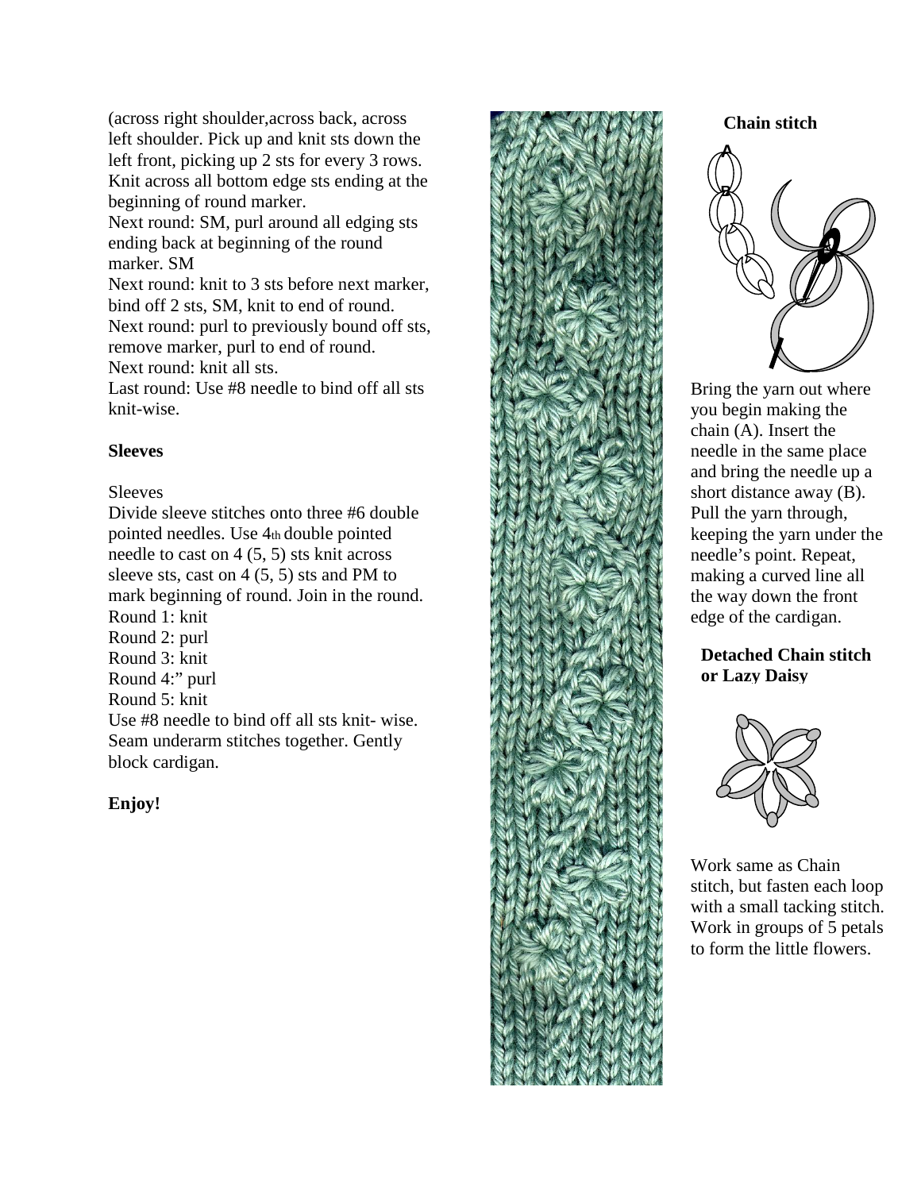(across right shoulder,across back, across left shoulder. Pick up and knit sts down the left front, picking up 2 sts for every 3 rows. Knit across all bottom edge sts ending at the beginning of round marker.
Next round: SM, purl around all edging sts ending back at beginning of the round marker. SM
Next round: knit to 3 sts before next marker, bind off 2 sts, SM, knit to end of round.
Next round: purl to previously bound off sts, remove marker, purl to end of round.
Next round: knit all sts.
Last round: Use #8 needle to bind off all sts knit-wise.

**Sleeves**

Sleeves
Divide sleeve stitches onto three #6 double pointed needles. Use 4th double pointed needle to cast on 4 (5, 5) sts knit across sleeve sts, cast on 4 (5, 5) sts and PM to mark beginning of round. Join in the round.
Round 1: knit
Round 2: purl
Round 3: knit
Round 4:" purl
Round 5: knit
Use #8 needle to bind off all sts knit- wise. Seam underarm stitches together. Gently block cardigan.

**Enjoy!**

**Chain stitch**

Bring the yarn out where you begin making the chain (A). Insert the needle in the same place and bring the needle up a short distance away (B). Pull the yarn through, keeping the yarn under the needle's point. Repeat, making a curved line all the way down the front edge of the cardigan.

**Detached Chain stitch or Lazy Daisy**

Work same as Chain stitch, but fasten each loop with a small tacking stitch. Work in groups of 5 petals to form the little flowers.